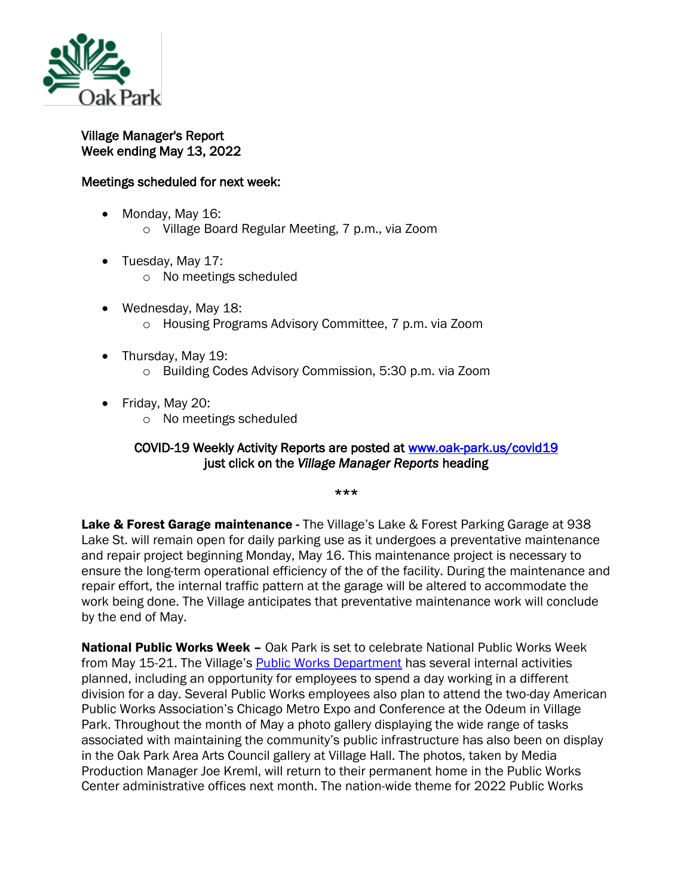Oak Park

**Village Manager's Report**
**Week ending May 13, 2022**

**Meetings scheduled for next week:**

- Monday, May 16:
  - Village Board Regular Meeting, 7 p.m., via Zoom
- Tuesday, May 17:
  - No meetings scheduled
- Wednesday, May 18:
  - Housing Programs Advisory Committee, 7 p.m. via Zoom
- Thursday, May 19:
  - Building Codes Advisory Commission, 5:30 p.m. via Zoom
- Friday, May 20:
  - No meetings scheduled

**COVID-19 Weekly Activity Reports are posted at [www.oak-park.us/covid19](www.oak-park.us/covid19) just click on the *Village Manager Reports* heading**

***

**Lake & Forest Garage maintenance -** The Village's Lake & Forest Parking Garage at 938 Lake St. will remain open for daily parking use as it undergoes a preventative maintenance and repair project beginning Monday, May 16. This maintenance project is necessary to ensure the long-term operational efficiency of the of the facility. During the maintenance and repair effort, the internal traffic pattern at the garage will be altered to accommodate the work being done. The Village anticipates that preventative maintenance work will conclude by the end of May.

**National Public Works Week –** Oak Park is set to celebrate National Public Works Week from May 15-21. The Village's Public Works Department has several internal activities planned, including an opportunity for employees to spend a day working in a different division for a day. Several Public Works employees also plan to attend the two-day American Public Works Association's Chicago Metro Expo and Conference at the Odeum in Village Park. Throughout the month of May a photo gallery displaying the wide range of tasks associated with maintaining the community's public infrastructure has also been on display in the Oak Park Area Arts Council gallery at Village Hall. The photos, taken by Media Production Manager Joe Kreml, will return to their permanent home in the Public Works Center administrative offices next month. The nation-wide theme for 2022 Public Works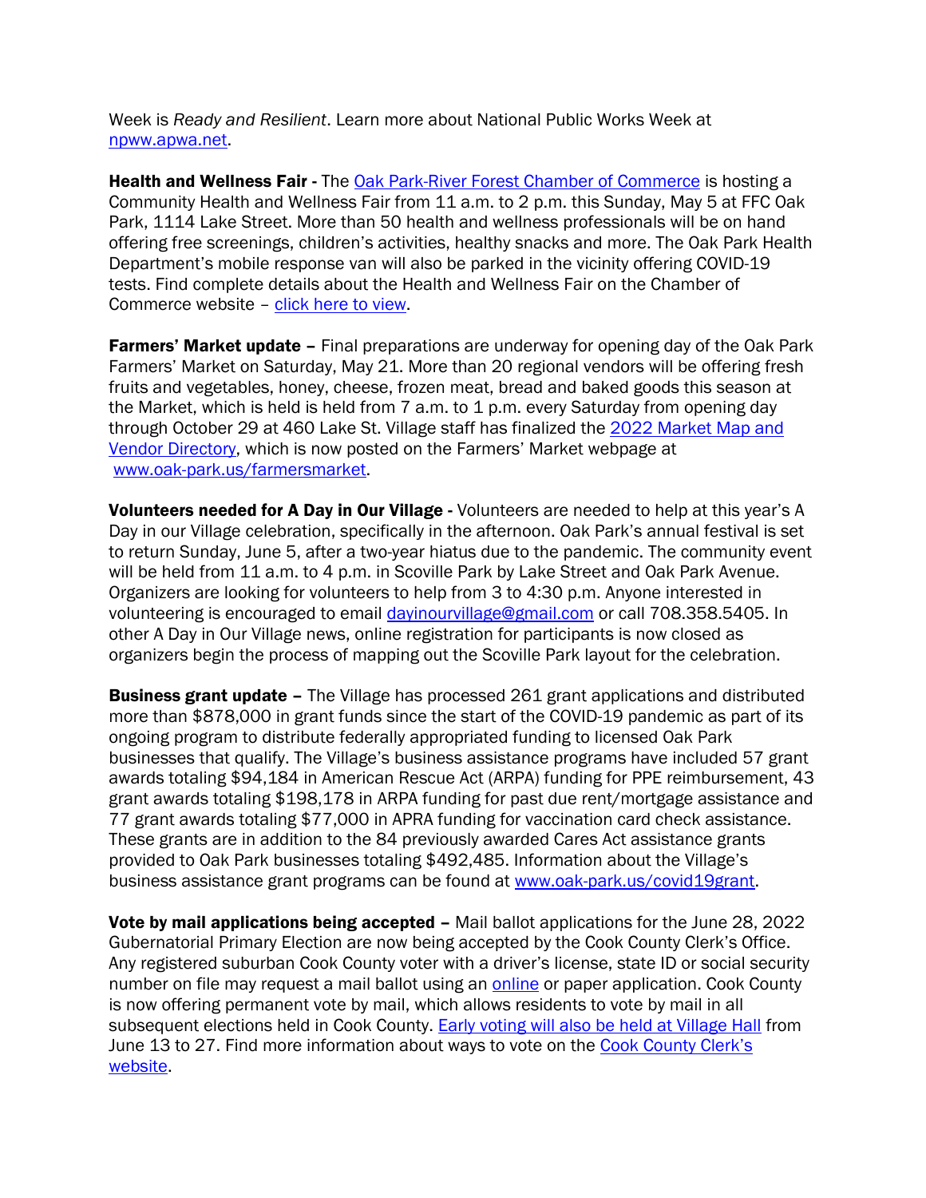Week is *Ready and Resilient*. Learn more about National Public Works Week at [npww.apwa.net](npww.apwa.net).

**Health and Wellness Fair -** The [Oak Park-River Forest Chamber of Commerce]() is hosting a Community Health and Wellness Fair from 11 a.m. to 2 p.m. this Sunday, May 5 at FFC Oak Park, 1114 Lake Street. More than 50 health and wellness professionals will be on hand offering free screenings, children's activities, healthy snacks and more. The Oak Park Health Department's mobile response van will also be parked in the vicinity offering COVID-19 tests. Find complete details about the Health and Wellness Fair on the Chamber of Commerce website – [click here to view]().

**Farmers' Market update –** Final preparations are underway for opening day of the Oak Park Farmers' Market on Saturday, May 21. More than 20 regional vendors will be offering fresh fruits and vegetables, honey, cheese, frozen meat, bread and baked goods this season at the Market, which is held is held from 7 a.m. to 1 p.m. every Saturday from opening day through October 29 at 460 Lake St. Village staff has finalized the [2022 Market Map and Vendor Directory](), which is now posted on the Farmers' Market webpage at [www.oak-park.us/farmersmarket](www.oak-park.us/farmersmarket).

**Volunteers needed for A Day in Our Village -** Volunteers are needed to help at this year's A Day in our Village celebration, specifically in the afternoon. Oak Park's annual festival is set to return Sunday, June 5, after a two-year hiatus due to the pandemic. The community event will be held from 11 a.m. to 4 p.m. in Scoville Park by Lake Street and Oak Park Avenue. Organizers are looking for volunteers to help from 3 to 4:30 p.m. Anyone interested in volunteering is encouraged to email [dayinourvillage@gmail.com](mailto:dayinourvillage@gmail.com) or call 708.358.5405. In other A Day in Our Village news, online registration for participants is now closed as organizers begin the process of mapping out the Scoville Park layout for the celebration.

**Business grant update –** The Village has processed 261 grant applications and distributed more than $878,000 in grant funds since the start of the COVID-19 pandemic as part of its ongoing program to distribute federally appropriated funding to licensed Oak Park businesses that qualify. The Village's business assistance programs have included 57 grant awards totaling $94,184 in American Rescue Act (ARPA) funding for PPE reimbursement, 43 grant awards totaling $198,178 in ARPA funding for past due rent/mortgage assistance and 77 grant awards totaling $77,000 in APRA funding for vaccination card check assistance. These grants are in addition to the 84 previously awarded Cares Act assistance grants provided to Oak Park businesses totaling $492,485. Information about the Village's business assistance grant programs can be found at [www.oak-park.us/covid19grant](www.oak-park.us/covid19grant).

**Vote by mail applications being accepted –** Mail ballot applications for the June 28, 2022 Gubernatorial Primary Election are now being accepted by the Cook County Clerk's Office. Any registered suburban Cook County voter with a driver's license, state ID or social security number on file may request a mail ballot using an [online]() or paper application. Cook County is now offering permanent vote by mail, which allows residents to vote by mail in all subsequent elections held in Cook County. [Early voting will also be held at Village Hall]() from June 13 to 27. Find more information about ways to vote on the [Cook County Clerk's website]().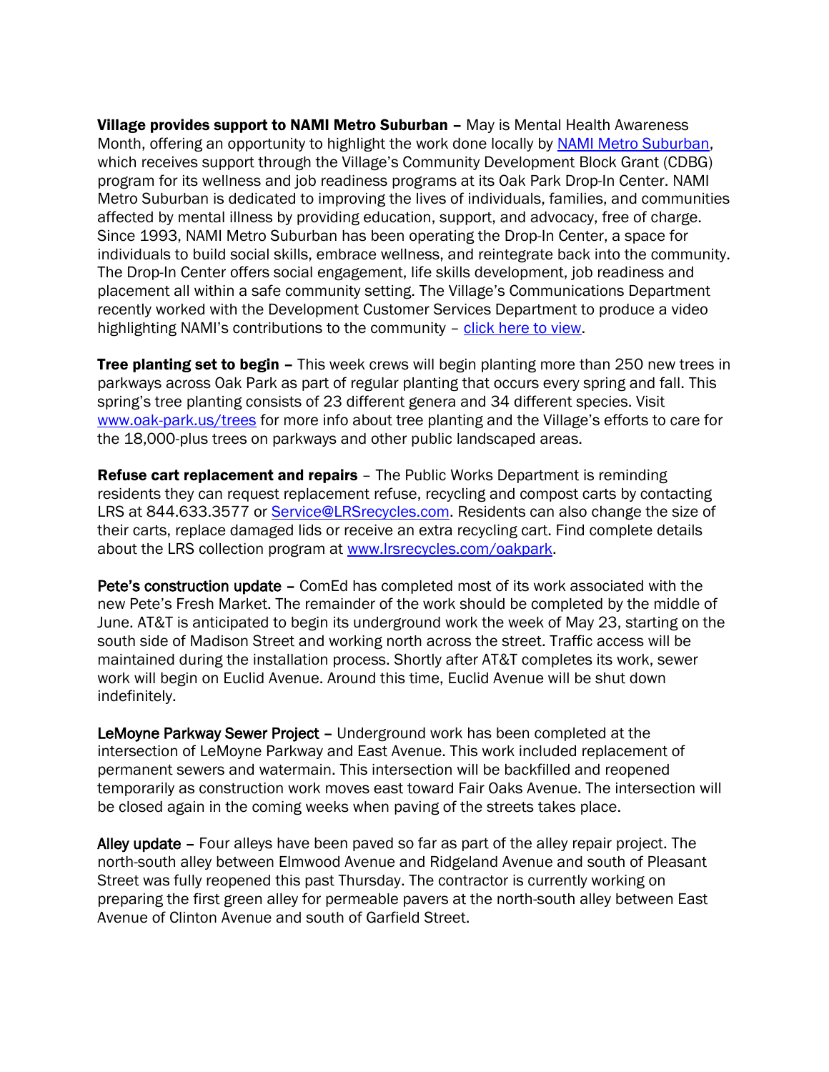**Village provides support to NAMI Metro Suburban –** May is Mental Health Awareness Month, offering an opportunity to highlight the work done locally by [NAMI Metro Suburban](), which receives support through the Village's Community Development Block Grant (CDBG) program for its wellness and job readiness programs at its Oak Park Drop-In Center. NAMI Metro Suburban is dedicated to improving the lives of individuals, families, and communities affected by mental illness by providing education, support, and advocacy, free of charge. Since 1993, NAMI Metro Suburban has been operating the Drop-In Center, a space for individuals to build social skills, embrace wellness, and reintegrate back into the community. The Drop-In Center offers social engagement, life skills development, job readiness and placement all within a safe community setting. The Village's Communications Department recently worked with the Development Customer Services Department to produce a video highlighting NAMI's contributions to the community – [click here to view]().

**Tree planting set to begin –** This week crews will begin planting more than 250 new trees in parkways across Oak Park as part of regular planting that occurs every spring and fall. This spring's tree planting consists of 23 different genera and 34 different species. Visit [www.oak-park.us/trees]() for more info about tree planting and the Village's efforts to care for the 18,000-plus trees on parkways and other public landscaped areas.

**Refuse cart replacement and repairs** – The Public Works Department is reminding residents they can request replacement refuse, recycling and compost carts by contacting LRS at 844.633.3577 or [Service@LRSrecycles.com](). Residents can also change the size of their carts, replace damaged lids or receive an extra recycling cart. Find complete details about the LRS collection program at [www.lrsrecycles.com/oakpark]().

**Pete's construction update –** ComEd has completed most of its work associated with the new Pete's Fresh Market. The remainder of the work should be completed by the middle of June. AT&T is anticipated to begin its underground work the week of May 23, starting on the south side of Madison Street and working north across the street. Traffic access will be maintained during the installation process. Shortly after AT&T completes its work, sewer work will begin on Euclid Avenue. Around this time, Euclid Avenue will be shut down indefinitely.

**LeMoyne Parkway Sewer Project –** Underground work has been completed at the intersection of LeMoyne Parkway and East Avenue. This work included replacement of permanent sewers and watermain. This intersection will be backfilled and reopened temporarily as construction work moves east toward Fair Oaks Avenue. The intersection will be closed again in the coming weeks when paving of the streets takes place.

**Alley update –** Four alleys have been paved so far as part of the alley repair project. The north-south alley between Elmwood Avenue and Ridgeland Avenue and south of Pleasant Street was fully reopened this past Thursday. The contractor is currently working on preparing the first green alley for permeable pavers at the north-south alley between East Avenue of Clinton Avenue and south of Garfield Street.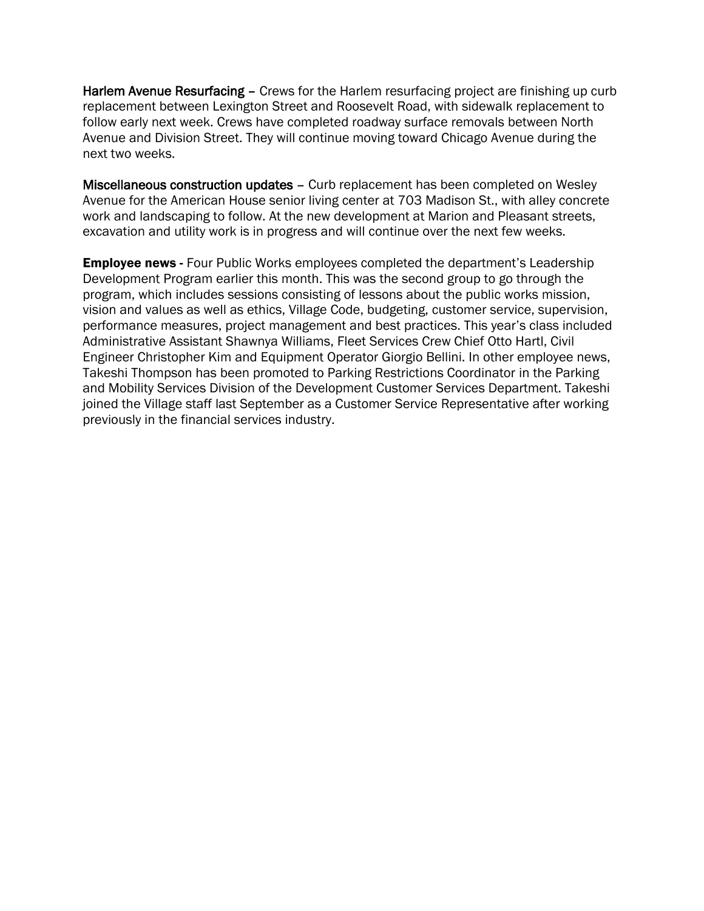**Harlem Avenue Resurfacing** – Crews for the Harlem resurfacing project are finishing up curb replacement between Lexington Street and Roosevelt Road, with sidewalk replacement to follow early next week. Crews have completed roadway surface removals between North Avenue and Division Street. They will continue moving toward Chicago Avenue during the next two weeks.

**Miscellaneous construction updates** – Curb replacement has been completed on Wesley Avenue for the American House senior living center at 703 Madison St., with alley concrete work and landscaping to follow. At the new development at Marion and Pleasant streets, excavation and utility work is in progress and will continue over the next few weeks.

**Employee news** - Four Public Works employees completed the department's Leadership Development Program earlier this month. This was the second group to go through the program, which includes sessions consisting of lessons about the public works mission, vision and values as well as ethics, Village Code, budgeting, customer service, supervision, performance measures, project management and best practices. This year's class included Administrative Assistant Shawnya Williams, Fleet Services Crew Chief Otto Hartl, Civil Engineer Christopher Kim and Equipment Operator Giorgio Bellini. In other employee news, Takeshi Thompson has been promoted to Parking Restrictions Coordinator in the Parking and Mobility Services Division of the Development Customer Services Department. Takeshi joined the Village staff last September as a Customer Service Representative after working previously in the financial services industry.